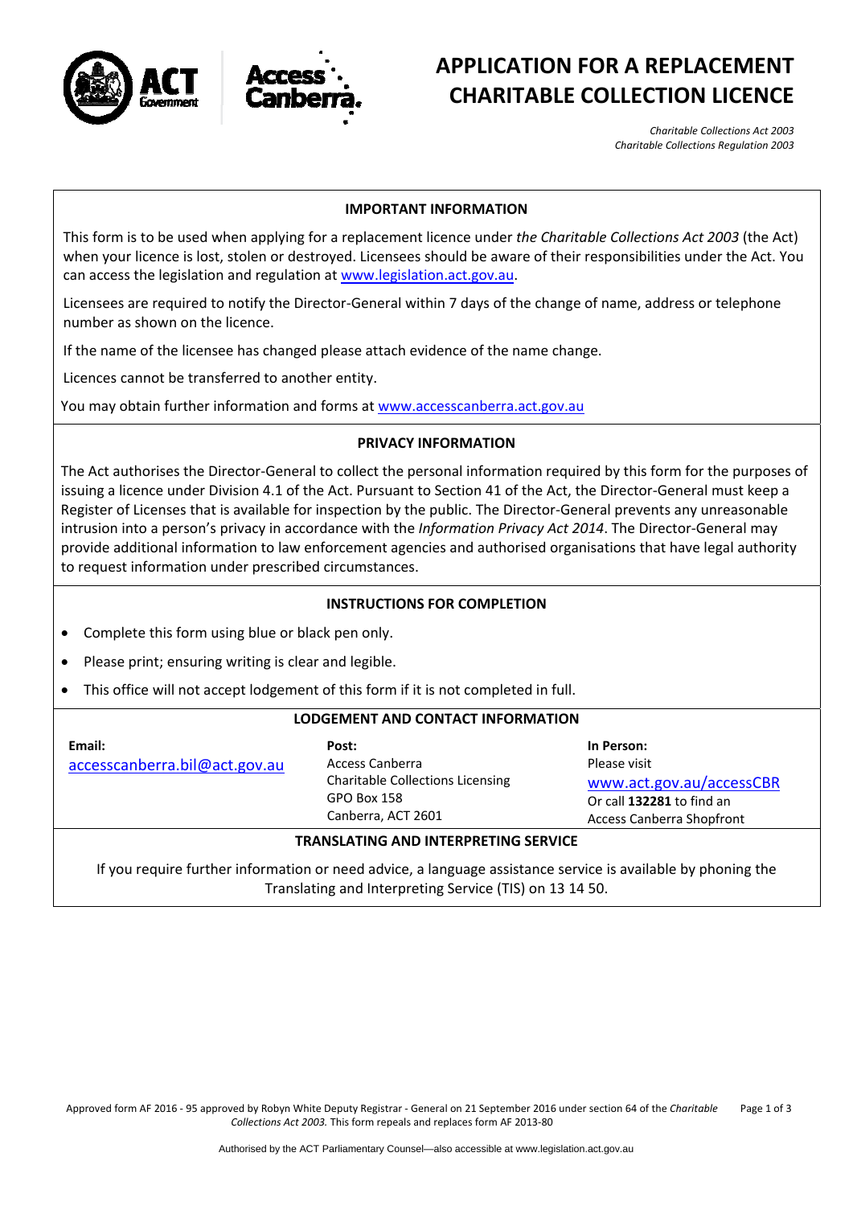# APPLICATION FOR A REPLACEMENT CHARITABLE COLLECTION LICENCE

*Charitable Collections Act 2003*
*Charitable Collections Regulation 2003*

## IMPORTANT INFORMATION

This form is to be used when applying for a replacement licence under *the Charitable Collections Act 2003* (the Act) when your licence is lost, stolen or destroyed. Licensees should be aware of their responsibilities under the Act. You can access the legislation and regulation at www.legislation.act.gov.au.

Licensees are required to notify the Director-General within 7 days of the change of name, address or telephone number as shown on the licence.

If the name of the licensee has changed please attach evidence of the name change.

Licences cannot be transferred to another entity.

You may obtain further information and forms at www.accesscanberra.act.gov.au

## PRIVACY INFORMATION

The Act authorises the Director-General to collect the personal information required by this form for the purposes of issuing a licence under Division 4.1 of the Act. Pursuant to Section 41 of the Act, the Director-General must keep a Register of Licenses that is available for inspection by the public. The Director-General prevents any unreasonable intrusion into a person's privacy in accordance with the *Information Privacy Act 2014*. The Director-General may provide additional information to law enforcement agencies and authorised organisations that have legal authority to request information under prescribed circumstances.

## INSTRUCTIONS FOR COMPLETION

- Complete this form using blue or black pen only.
- Please print; ensuring writing is clear and legible.
- This office will not accept lodgement of this form if it is not completed in full.

## LODGEMENT AND CONTACT INFORMATION

**Email:**
accesscanberra.bil@act.gov.au

**Post:**
Access Canberra
Charitable Collections Licensing
GPO Box 158
Canberra, ACT 2601

**In Person:**
Please visit
www.act.gov.au/accessCBR
Or call **132281** to find an Access Canberra Shopfront

## TRANSLATING AND INTERPRETING SERVICE

If you require further information or need advice, a language assistance service is available by phoning the Translating and Interpreting Service (TIS) on 13 14 50.

Approved form AF 2016 - 95 approved by Robyn White Deputy Registrar - General on 21 September 2016 under section 64 of the *Charitable Collections Act 2003.* This form repeals and replaces form AF 2013-80

Authorised by the ACT Parliamentary Counsel—also accessible at www.legislation.act.gov.au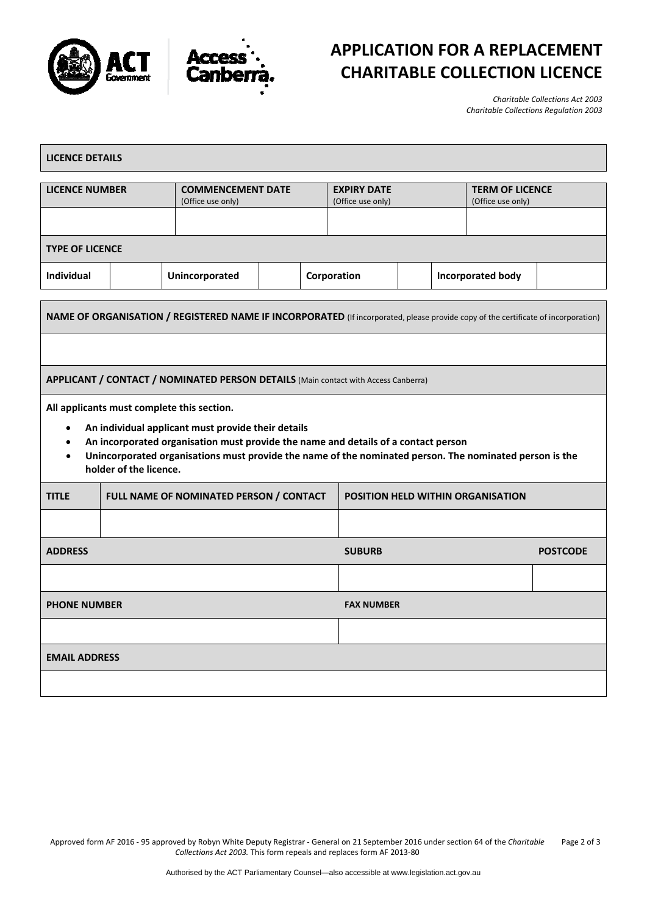# APPLICATION FOR A REPLACEMENT CHARITABLE COLLECTION LICENCE

*Charitable Collections Act 2003*
*Charitable Collections Regulation 2003*

## LICENCE DETAILS

| LICENCE NUMBER | COMMENCEMENT DATE (Office use only) | EXPIRY DATE (Office use only) | TERM OF LICENCE (Office use only) |
|---|---|---|---|
| | | | |

**TYPE OF LICENCE**

| Individual | | Unincorporated | | Corporation | | Incorporated body | |
|---|---|---|---|---|---|---|---|

**NAME OF ORGANISATION / REGISTERED NAME IF INCORPORATED** (If incorporated, please provide copy of the certificate of incorporation)

**APPLICANT / CONTACT / NOMINATED PERSON DETAILS** (Main contact with Access Canberra)

**All applicants must complete this section.**

- **An individual applicant must provide their details**
- **An incorporated organisation must provide the name and details of a contact person**
- **Unincorporated organisations must provide the name of the nominated person. The nominated person is the holder of the licence.**

| TITLE | FULL NAME OF NOMINATED PERSON / CONTACT | POSITION HELD WITHIN ORGANISATION |
|---|---|---|
| | | |

| ADDRESS | SUBURB | POSTCODE |
|---|---|---|
| | | |

| PHONE NUMBER | FAX NUMBER |
|---|---|
| | |

| EMAIL ADDRESS |
|---|
| |

Approved form AF 2016 - 95 approved by Robyn White Deputy Registrar - General on 21 September 2016 under section 64 of the *Charitable Collections Act 2003.* This form repeals and replaces form AF 2013-80

Authorised by the ACT Parliamentary Counsel—also accessible at www.legislation.act.gov.au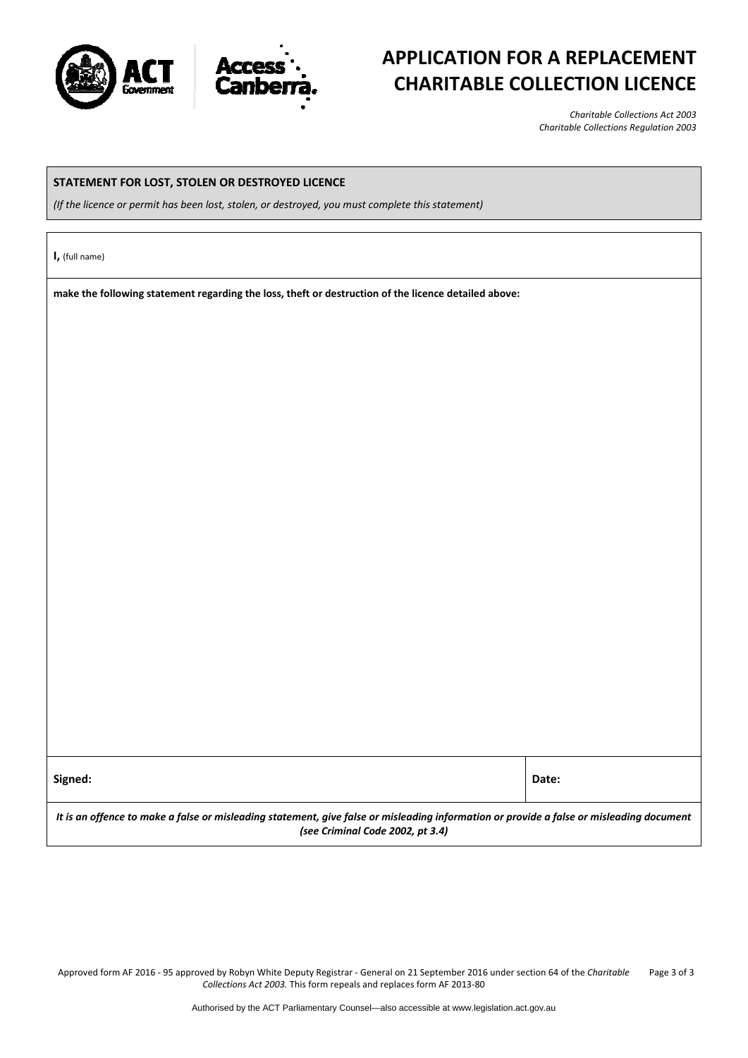# APPLICATION FOR A REPLACEMENT CHARITABLE COLLECTION LICENCE

*Charitable Collections Act 2003*
*Charitable Collections Regulation 2003*

**STATEMENT FOR LOST, STOLEN OR DESTROYED LICENCE**

*(If the licence or permit has been lost, stolen, or destroyed, you must complete this statement)*

**I,** (full name)

**make the following statement regarding the loss, theft or destruction of the licence detailed above:**

| | |
|---|---|
| **Signed:** | **Date:** |

***It is an offence to make a false or misleading statement, give false or misleading information or provide a false or misleading document (see Criminal Code 2002, pt 3.4)***

Approved form AF 2016 - 95 approved by Robyn White Deputy Registrar - General on 21 September 2016 under section 64 of the *Charitable Collections Act 2003.* This form repeals and replaces form AF 2013-80

Authorised by the ACT Parliamentary Counsel—also accessible at www.legislation.act.gov.au